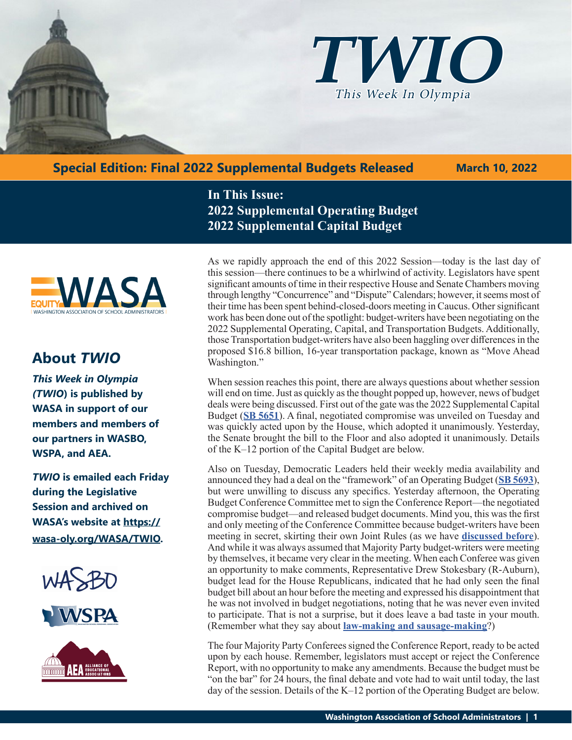# TWIO

*This Week In Olympia*

**Special Edition: Final 2022 Supplemental Budgets Released** **March 10, 2022**

**In This Issue:**
**2022 Supplemental Operating Budget**
**2022 Supplemental Capital Budget**

## About *TWIO*

***This Week in Olympia (TWIO)* is published by WASA in support of our members and members of our partners in WASBO, WSPA, and AEA.**

***TWIO* is emailed each Friday during the Legislative Session and archived on WASA's website at https://wasa-oly.org/WASA/TWIO.**

As we rapidly approach the end of this 2022 Session—today is the last day of this session—there continues to be a whirlwind of activity. Legislators have spent significant amounts of time in their respective House and Senate Chambers moving through lengthy "Concurrence" and "Dispute" Calendars; however, it seems most of their time has been spent behind-closed-doors meeting in Caucus. Other significant work has been done out of the spotlight: budget-writers have been negotiating on the 2022 Supplemental Operating, Capital, and Transportation Budgets. Additionally, those Transportation budget-writers have also been haggling over differences in the proposed $16.8 billion, 16-year transportation package, known as "Move Ahead Washington."

When session reaches this point, there are always questions about whether session will end on time. Just as quickly as the thought popped up, however, news of budget deals were being discussed. First out of the gate was the 2022 Supplemental Capital Budget (**SB 5651**). A final, negotiated compromise was unveiled on Tuesday and was quickly acted upon by the House, which adopted it unanimously. Yesterday, the Senate brought the bill to the Floor and also adopted it unanimously. Details of the K–12 portion of the Capital Budget are below.

Also on Tuesday, Democratic Leaders held their weekly media availability and announced they had a deal on the "framework" of an Operating Budget (**SB 5693**), but were unwilling to discuss any specifics. Yesterday afternoon, the Operating Budget Conference Committee met to sign the Conference Report—the negotiated compromise budget—and released budget documents. Mind you, this was the first and only meeting of the Conference Committee because budget-writers have been meeting in secret, skirting their own Joint Rules (as we have **discussed before**). And while it was always assumed that Majority Party budget-writers were meeting by themselves, it became very clear in the meeting. When each Conferee was given an opportunity to make comments, Representative Drew Stokesbary (R-Auburn), budget lead for the House Republicans, indicated that he had only seen the final budget bill about an hour before the meeting and expressed his disappointment that he was not involved in budget negotiations, noting that he was never even invited to participate. That is not a surprise, but it does leave a bad taste in your mouth. (Remember what they say about **law-making and sausage-making**?)

The four Majority Party Conferees signed the Conference Report, ready to be acted upon by each house. Remember, legislators must accept or reject the Conference Report, with no opportunity to make any amendments. Because the budget must be "on the bar" for 24 hours, the final debate and vote had to wait until today, the last day of the session. Details of the K–12 portion of the Operating Budget are below.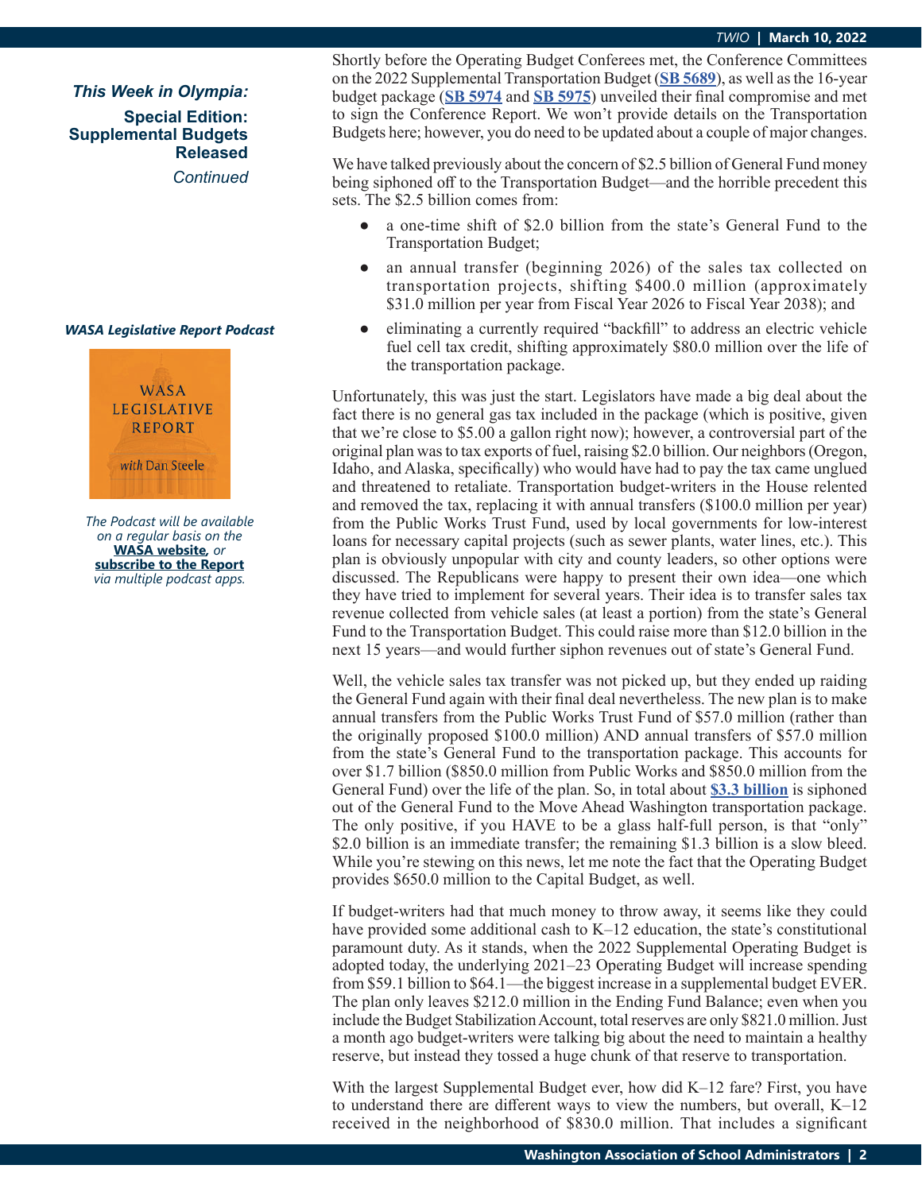***This Week in Olympia:***

**Special Edition: Supplemental Budgets Released**

*Continued*

Shortly before the Operating Budget Conferees met, the Conference Committees on the 2022 Supplemental Transportation Budget (**SB 5689**), as well as the 16-year budget package (**SB 5974** and **SB 5975**) unveiled their final compromise and met to sign the Conference Report. We won't provide details on the Transportation Budgets here; however, you do need to be updated about a couple of major changes.

We have talked previously about the concern of $2.5 billion of General Fund money being siphoned off to the Transportation Budget—and the horrible precedent this sets. The $2.5 billion comes from:

- a one-time shift of $2.0 billion from the state's General Fund to the Transportation Budget;
- an annual transfer (beginning 2026) of the sales tax collected on transportation projects, shifting $400.0 million (approximately $31.0 million per year from Fiscal Year 2026 to Fiscal Year 2038); and
- eliminating a currently required "backfill" to address an electric vehicle fuel cell tax credit, shifting approximately $80.0 million over the life of the transportation package.

Unfortunately, this was just the start. Legislators have made a big deal about the fact there is no general gas tax included in the package (which is positive, given that we're close to $5.00 a gallon right now); however, a controversial part of the original plan was to tax exports of fuel, raising $2.0 billion. Our neighbors (Oregon, Idaho, and Alaska, specifically) who would have had to pay the tax came unglued and threatened to retaliate. Transportation budget-writers in the House relented and removed the tax, replacing it with annual transfers ($100.0 million per year) from the Public Works Trust Fund, used by local governments for low-interest loans for necessary capital projects (such as sewer plants, water lines, etc.). This plan is obviously unpopular with city and county leaders, so other options were discussed. The Republicans were happy to present their own idea—one which they have tried to implement for several years. Their idea is to transfer sales tax revenue collected from vehicle sales (at least a portion) from the state's General Fund to the Transportation Budget. This could raise more than $12.0 billion in the next 15 years—and would further siphon revenues out of state's General Fund.

Well, the vehicle sales tax transfer was not picked up, but they ended up raiding the General Fund again with their final deal nevertheless. The new plan is to make annual transfers from the Public Works Trust Fund of $57.0 million (rather than the originally proposed $100.0 million) AND annual transfers of $57.0 million from the state's General Fund to the transportation package. This accounts for over $1.7 billion ($850.0 million from Public Works and $850.0 million from the General Fund) over the life of the plan. So, in total about **$3.3 billion** is siphoned out of the General Fund to the Move Ahead Washington transportation package. The only positive, if you HAVE to be a glass half-full person, is that "only" $2.0 billion is an immediate transfer; the remaining $1.3 billion is a slow bleed. While you're stewing on this news, let me note the fact that the Operating Budget provides $650.0 million to the Capital Budget, as well.

If budget-writers had that much money to throw away, it seems like they could have provided some additional cash to K–12 education, the state's constitutional paramount duty. As it stands, when the 2022 Supplemental Operating Budget is adopted today, the underlying 2021–23 Operating Budget will increase spending from $59.1 billion to $64.1—the biggest increase in a supplemental budget EVER. The plan only leaves $212.0 million in the Ending Fund Balance; even when you include the Budget Stabilization Account, total reserves are only $821.0 million. Just a month ago budget-writers were talking big about the need to maintain a healthy reserve, but instead they tossed a huge chunk of that reserve to transportation.

With the largest Supplemental Budget ever, how did K–12 fare? First, you have to understand there are different ways to view the numbers, but overall, K–12 received in the neighborhood of $830.0 million. That includes a significant

***WASA Legislative Report Podcast***

*The Podcast will be available on a regular basis on the* **WASA website**, *or* **subscribe to the Report** *via multiple podcast apps.*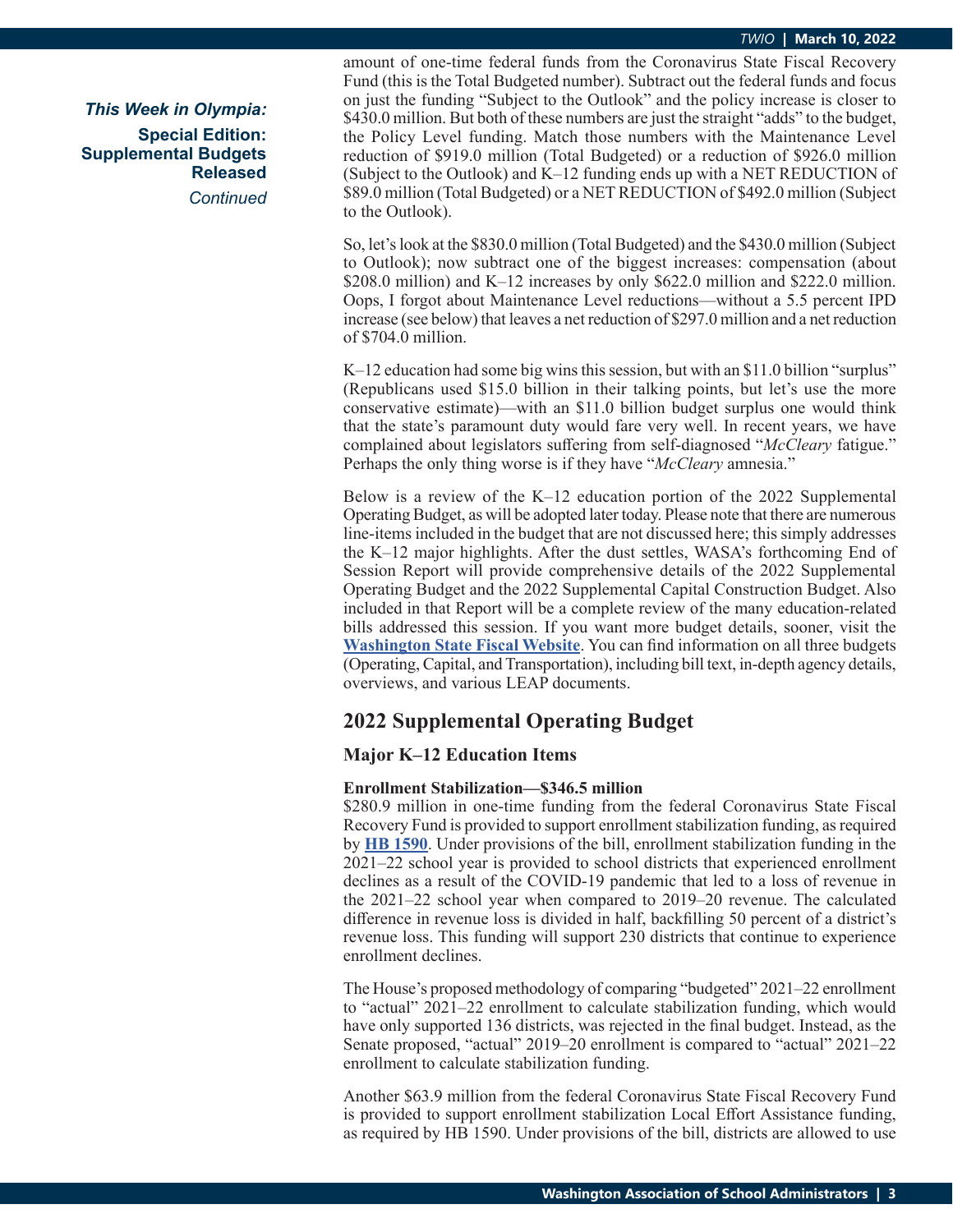amount of one-time federal funds from the Coronavirus State Fiscal Recovery Fund (this is the Total Budgeted number). Subtract out the federal funds and focus on just the funding "Subject to the Outlook" and the policy increase is closer to $430.0 million. But both of these numbers are just the straight "adds" to the budget, the Policy Level funding. Match those numbers with the Maintenance Level reduction of $919.0 million (Total Budgeted) or a reduction of $926.0 million (Subject to the Outlook) and K–12 funding ends up with a NET REDUCTION of $89.0 million (Total Budgeted) or a NET REDUCTION of $492.0 million (Subject to the Outlook).

So, let's look at the $830.0 million (Total Budgeted) and the $430.0 million (Subject to Outlook); now subtract one of the biggest increases: compensation (about $208.0 million) and K–12 increases by only $622.0 million and $222.0 million. Oops, I forgot about Maintenance Level reductions—without a 5.5 percent IPD increase (see below) that leaves a net reduction of $297.0 million and a net reduction of $704.0 million.

K–12 education had some big wins this session, but with an $11.0 billion "surplus" (Republicans used $15.0 billion in their talking points, but let's use the more conservative estimate)—with an $11.0 billion budget surplus one would think that the state's paramount duty would fare very well. In recent years, we have complained about legislators suffering from self-diagnosed "*McCleary* fatigue." Perhaps the only thing worse is if they have "*McCleary* amnesia."

Below is a review of the K–12 education portion of the 2022 Supplemental Operating Budget, as will be adopted later today. Please note that there are numerous line-items included in the budget that are not discussed here; this simply addresses the K–12 major highlights. After the dust settles, WASA's forthcoming End of Session Report will provide comprehensive details of the 2022 Supplemental Operating Budget and the 2022 Supplemental Capital Construction Budget. Also included in that Report will be a complete review of the many education-related bills addressed this session. If you want more budget details, sooner, visit the **Washington State Fiscal Website**. You can find information on all three budgets (Operating, Capital, and Transportation), including bill text, in-depth agency details, overviews, and various LEAP documents.

## 2022 Supplemental Operating Budget

### Major K–12 Education Items

**Enrollment Stabilization—$346.5 million**

$280.9 million in one-time funding from the federal Coronavirus State Fiscal Recovery Fund is provided to support enrollment stabilization funding, as required by **HB 1590**. Under provisions of the bill, enrollment stabilization funding in the 2021–22 school year is provided to school districts that experienced enrollment declines as a result of the COVID-19 pandemic that led to a loss of revenue in the 2021–22 school year when compared to 2019–20 revenue. The calculated difference in revenue loss is divided in half, backfilling 50 percent of a district's revenue loss. This funding will support 230 districts that continue to experience enrollment declines.

The House's proposed methodology of comparing "budgeted" 2021–22 enrollment to "actual" 2021–22 enrollment to calculate stabilization funding, which would have only supported 136 districts, was rejected in the final budget. Instead, as the Senate proposed, "actual" 2019–20 enrollment is compared to "actual" 2021–22 enrollment to calculate stabilization funding.

Another $63.9 million from the federal Coronavirus State Fiscal Recovery Fund is provided to support enrollment stabilization Local Effort Assistance funding, as required by HB 1590. Under provisions of the bill, districts are allowed to use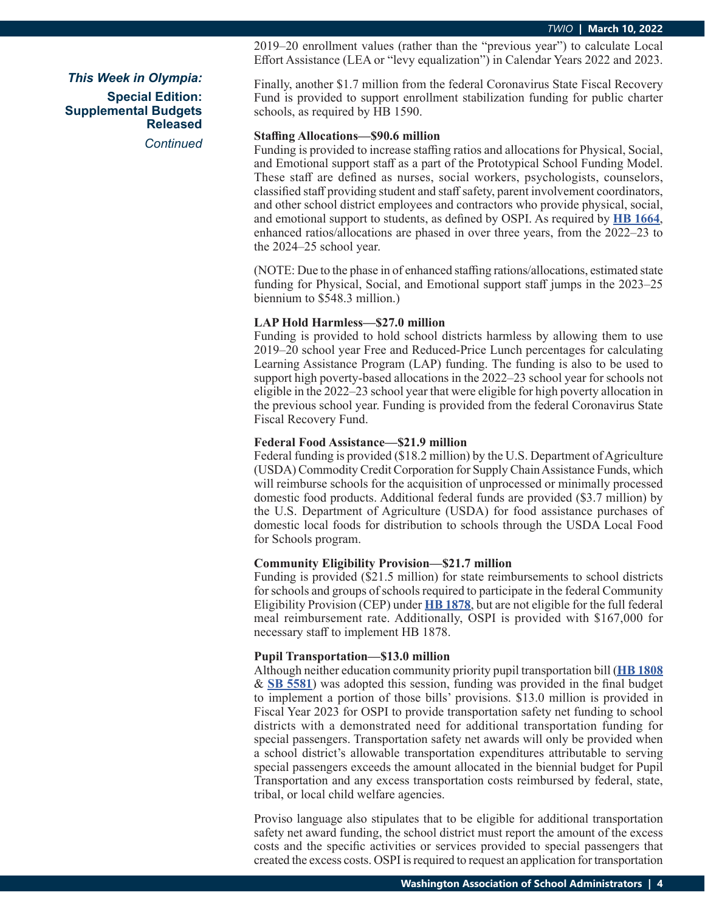*This Week in Olympia:*

**Special Edition: Supplemental Budgets Released**

*Continued*

2019–20 enrollment values (rather than the "previous year") to calculate Local Effort Assistance (LEA or "levy equalization") in Calendar Years 2022 and 2023.

Finally, another $1.7 million from the federal Coronavirus State Fiscal Recovery Fund is provided to support enrollment stabilization funding for public charter schools, as required by HB 1590.

**Staffing Allocations—$90.6 million**

Funding is provided to increase staffing ratios and allocations for Physical, Social, and Emotional support staff as a part of the Prototypical School Funding Model. These staff are defined as nurses, social workers, psychologists, counselors, classified staff providing student and staff safety, parent involvement coordinators, and other school district employees and contractors who provide physical, social, and emotional support to students, as defined by OSPI. As required by **HB 1664**, enhanced ratios/allocations are phased in over three years, from the 2022–23 to the 2024–25 school year.

(NOTE: Due to the phase in of enhanced staffing rations/allocations, estimated state funding for Physical, Social, and Emotional support staff jumps in the 2023–25 biennium to $548.3 million.)

**LAP Hold Harmless—$27.0 million**

Funding is provided to hold school districts harmless by allowing them to use 2019–20 school year Free and Reduced-Price Lunch percentages for calculating Learning Assistance Program (LAP) funding. The funding is also to be used to support high poverty-based allocations in the 2022–23 school year for schools not eligible in the 2022–23 school year that were eligible for high poverty allocation in the previous school year. Funding is provided from the federal Coronavirus State Fiscal Recovery Fund.

**Federal Food Assistance—$21.9 million**

Federal funding is provided ($18.2 million) by the U.S. Department of Agriculture (USDA) Commodity Credit Corporation for Supply Chain Assistance Funds, which will reimburse schools for the acquisition of unprocessed or minimally processed domestic food products. Additional federal funds are provided ($3.7 million) by the U.S. Department of Agriculture (USDA) for food assistance purchases of domestic local foods for distribution to schools through the USDA Local Food for Schools program.

**Community Eligibility Provision—$21.7 million**

Funding is provided ($21.5 million) for state reimbursements to school districts for schools and groups of schools required to participate in the federal Community Eligibility Provision (CEP) under **HB 1878**, but are not eligible for the full federal meal reimbursement rate. Additionally, OSPI is provided with $167,000 for necessary staff to implement HB 1878.

**Pupil Transportation—$13.0 million**

Although neither education community priority pupil transportation bill (**HB 1808** & **SB 5581**) was adopted this session, funding was provided in the final budget to implement a portion of those bills' provisions. $13.0 million is provided in Fiscal Year 2023 for OSPI to provide transportation safety net funding to school districts with a demonstrated need for additional transportation funding for special passengers. Transportation safety net awards will only be provided when a school district's allowable transportation expenditures attributable to serving special passengers exceeds the amount allocated in the biennial budget for Pupil Transportation and any excess transportation costs reimbursed by federal, state, tribal, or local child welfare agencies.

Proviso language also stipulates that to be eligible for additional transportation safety net award funding, the school district must report the amount of the excess costs and the specific activities or services provided to special passengers that created the excess costs. OSPI is required to request an application for transportation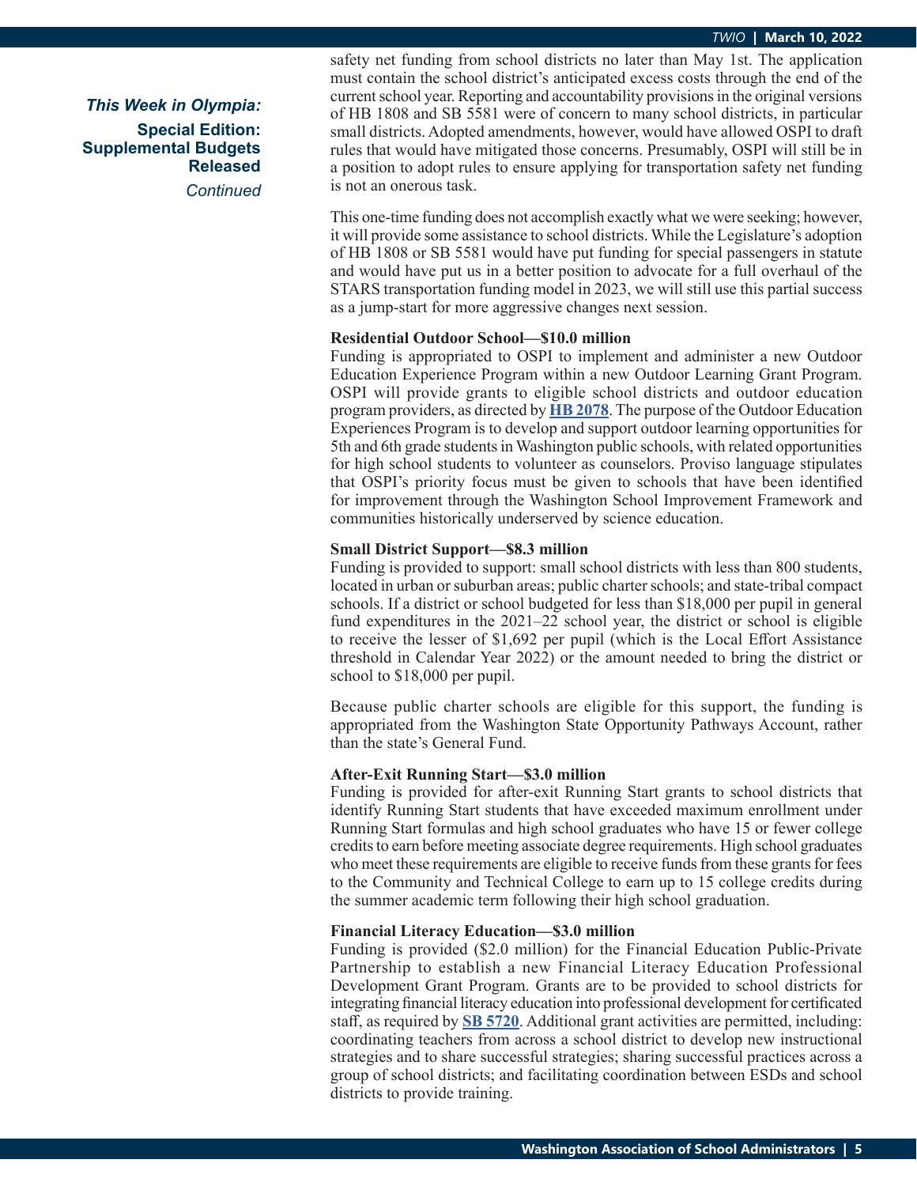*This Week in Olympia:*

**Special Edition: Supplemental Budgets Released**

*Continued*

safety net funding from school districts no later than May 1st. The application must contain the school district's anticipated excess costs through the end of the current school year. Reporting and accountability provisions in the original versions of HB 1808 and SB 5581 were of concern to many school districts, in particular small districts. Adopted amendments, however, would have allowed OSPI to draft rules that would have mitigated those concerns. Presumably, OSPI will still be in a position to adopt rules to ensure applying for transportation safety net funding is not an onerous task.

This one-time funding does not accomplish exactly what we were seeking; however, it will provide some assistance to school districts. While the Legislature's adoption of HB 1808 or SB 5581 would have put funding for special passengers in statute and would have put us in a better position to advocate for a full overhaul of the STARS transportation funding model in 2023, we will still use this partial success as a jump-start for more aggressive changes next session.

**Residential Outdoor School—$10.0 million**

Funding is appropriated to OSPI to implement and administer a new Outdoor Education Experience Program within a new Outdoor Learning Grant Program. OSPI will provide grants to eligible school districts and outdoor education program providers, as directed by **HB 2078**. The purpose of the Outdoor Education Experiences Program is to develop and support outdoor learning opportunities for 5th and 6th grade students in Washington public schools, with related opportunities for high school students to volunteer as counselors. Proviso language stipulates that OSPI's priority focus must be given to schools that have been identified for improvement through the Washington School Improvement Framework and communities historically underserved by science education.

**Small District Support—$8.3 million**

Funding is provided to support: small school districts with less than 800 students, located in urban or suburban areas; public charter schools; and state-tribal compact schools. If a district or school budgeted for less than $18,000 per pupil in general fund expenditures in the 2021–22 school year, the district or school is eligible to receive the lesser of $1,692 per pupil (which is the Local Effort Assistance threshold in Calendar Year 2022) or the amount needed to bring the district or school to $18,000 per pupil.

Because public charter schools are eligible for this support, the funding is appropriated from the Washington State Opportunity Pathways Account, rather than the state's General Fund.

**After-Exit Running Start—$3.0 million**

Funding is provided for after-exit Running Start grants to school districts that identify Running Start students that have exceeded maximum enrollment under Running Start formulas and high school graduates who have 15 or fewer college credits to earn before meeting associate degree requirements. High school graduates who meet these requirements are eligible to receive funds from these grants for fees to the Community and Technical College to earn up to 15 college credits during the summer academic term following their high school graduation.

**Financial Literacy Education—$3.0 million**

Funding is provided ($2.0 million) for the Financial Education Public-Private Partnership to establish a new Financial Literacy Education Professional Development Grant Program. Grants are to be provided to school districts for integrating financial literacy education into professional development for certificated staff, as required by **SB 5720**. Additional grant activities are permitted, including: coordinating teachers from across a school district to develop new instructional strategies and to share successful strategies; sharing successful practices across a group of school districts; and facilitating coordination between ESDs and school districts to provide training.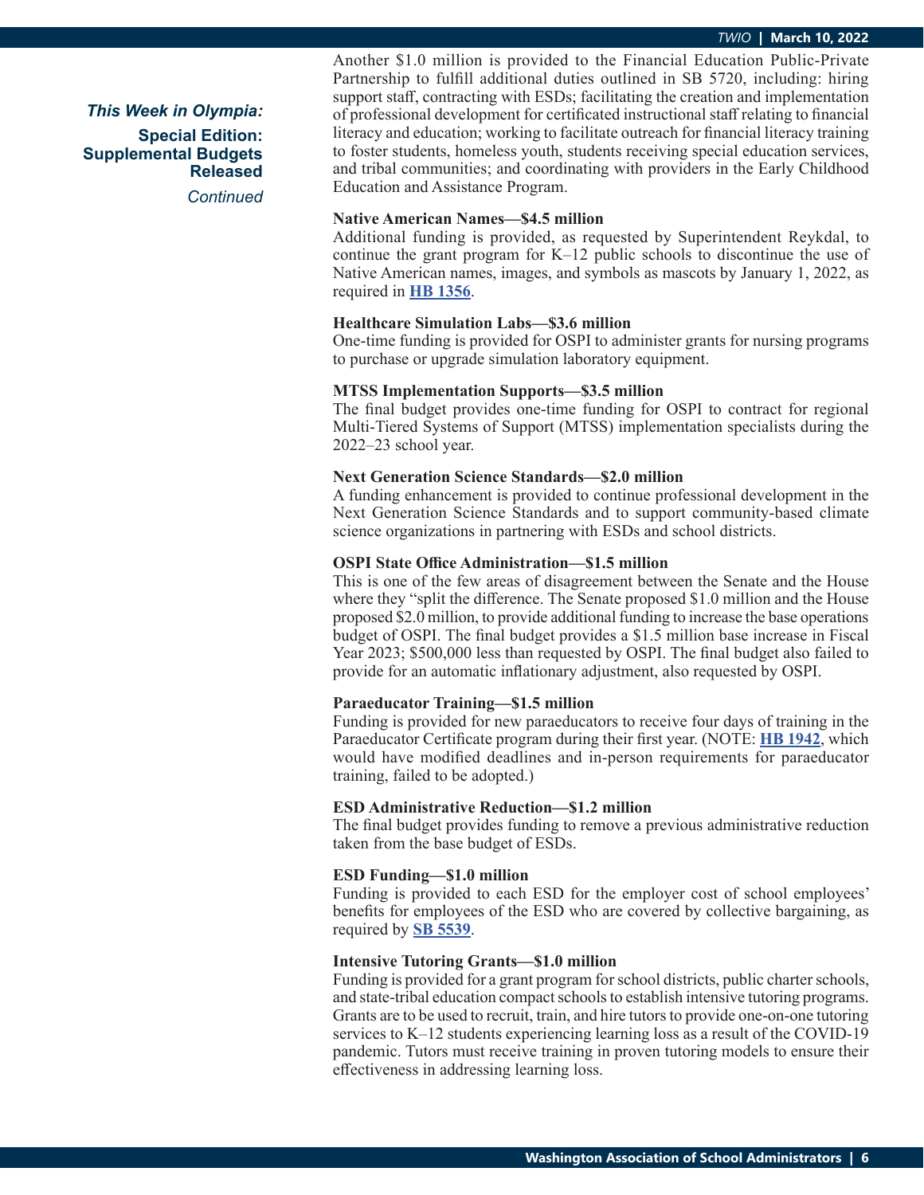*This Week in Olympia:*

**Special Edition: Supplemental Budgets Released**

*Continued*

Another $1.0 million is provided to the Financial Education Public-Private Partnership to fulfill additional duties outlined in SB 5720, including: hiring support staff, contracting with ESDs; facilitating the creation and implementation of professional development for certificated instructional staff relating to financial literacy and education; working to facilitate outreach for financial literacy training to foster students, homeless youth, students receiving special education services, and tribal communities; and coordinating with providers in the Early Childhood Education and Assistance Program.

**Native American Names—$4.5 million**
Additional funding is provided, as requested by Superintendent Reykdal, to continue the grant program for K–12 public schools to discontinue the use of Native American names, images, and symbols as mascots by January 1, 2022, as required in **HB 1356**.

**Healthcare Simulation Labs—$3.6 million**
One-time funding is provided for OSPI to administer grants for nursing programs to purchase or upgrade simulation laboratory equipment.

**MTSS Implementation Supports—$3.5 million**
The final budget provides one-time funding for OSPI to contract for regional Multi-Tiered Systems of Support (MTSS) implementation specialists during the 2022–23 school year.

**Next Generation Science Standards—$2.0 million**
A funding enhancement is provided to continue professional development in the Next Generation Science Standards and to support community-based climate science organizations in partnering with ESDs and school districts.

**OSPI State Office Administration—$1.5 million**
This is one of the few areas of disagreement between the Senate and the House where they "split the difference. The Senate proposed $1.0 million and the House proposed $2.0 million, to provide additional funding to increase the base operations budget of OSPI. The final budget provides a $1.5 million base increase in Fiscal Year 2023; $500,000 less than requested by OSPI. The final budget also failed to provide for an automatic inflationary adjustment, also requested by OSPI.

**Paraeducator Training—$1.5 million**
Funding is provided for new paraeducators to receive four days of training in the Paraeducator Certificate program during their first year. (NOTE: **HB 1942**, which would have modified deadlines and in-person requirements for paraeducator training, failed to be adopted.)

**ESD Administrative Reduction—$1.2 million**
The final budget provides funding to remove a previous administrative reduction taken from the base budget of ESDs.

**ESD Funding—$1.0 million**
Funding is provided to each ESD for the employer cost of school employees' benefits for employees of the ESD who are covered by collective bargaining, as required by **SB 5539**.

**Intensive Tutoring Grants—$1.0 million**
Funding is provided for a grant program for school districts, public charter schools, and state-tribal education compact schools to establish intensive tutoring programs. Grants are to be used to recruit, train, and hire tutors to provide one-on-one tutoring services to K–12 students experiencing learning loss as a result of the COVID-19 pandemic. Tutors must receive training in proven tutoring models to ensure their effectiveness in addressing learning loss.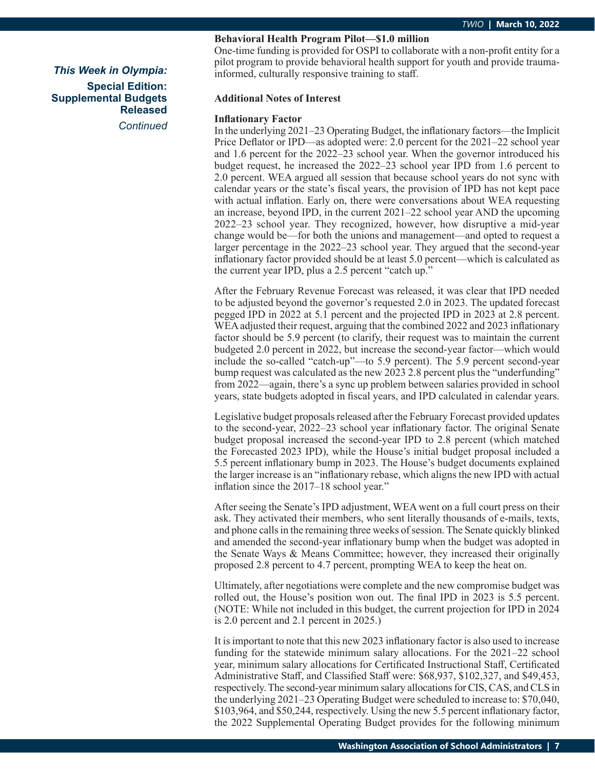### Behavioral Health Program Pilot—$1.0 million

One-time funding is provided for OSPI to collaborate with a non-profit entity for a pilot program to provide behavioral health support for youth and provide trauma-informed, culturally responsive training to staff.

## Additional Notes of Interest

### Inflationary Factor

In the underlying 2021–23 Operating Budget, the inflationary factors—the Implicit Price Deflator or IPD—as adopted were: 2.0 percent for the 2021–22 school year and 1.6 percent for the 2022–23 school year. When the governor introduced his budget request, he increased the 2022–23 school year IPD from 1.6 percent to 2.0 percent. WEA argued all session that because school years do not sync with calendar years or the state's fiscal years, the provision of IPD has not kept pace with actual inflation. Early on, there were conversations about WEA requesting an increase, beyond IPD, in the current 2021–22 school year AND the upcoming 2022–23 school year. They recognized, however, how disruptive a mid-year change would be—for both the unions and management—and opted to request a larger percentage in the 2022–23 school year. They argued that the second-year inflationary factor provided should be at least 5.0 percent—which is calculated as the current year IPD, plus a 2.5 percent "catch up."

After the February Revenue Forecast was released, it was clear that IPD needed to be adjusted beyond the governor's requested 2.0 in 2023. The updated forecast pegged IPD in 2022 at 5.1 percent and the projected IPD in 2023 at 2.8 percent. WEA adjusted their request, arguing that the combined 2022 and 2023 inflationary factor should be 5.9 percent (to clarify, their request was to maintain the current budgeted 2.0 percent in 2022, but increase the second-year factor—which would include the so-called "catch-up"—to 5.9 percent). The 5.9 percent second-year bump request was calculated as the new 2023 2.8 percent plus the "underfunding" from 2022—again, there's a sync up problem between salaries provided in school years, state budgets adopted in fiscal years, and IPD calculated in calendar years.

Legislative budget proposals released after the February Forecast provided updates to the second-year, 2022–23 school year inflationary factor. The original Senate budget proposal increased the second-year IPD to 2.8 percent (which matched the Forecasted 2023 IPD), while the House's initial budget proposal included a 5.5 percent inflationary bump in 2023. The House's budget documents explained the larger increase is an "inflationary rebase, which aligns the new IPD with actual inflation since the 2017–18 school year."

After seeing the Senate's IPD adjustment, WEA went on a full court press on their ask. They activated their members, who sent literally thousands of e-mails, texts, and phone calls in the remaining three weeks of session. The Senate quickly blinked and amended the second-year inflationary bump when the budget was adopted in the Senate Ways & Means Committee; however, they increased their originally proposed 2.8 percent to 4.7 percent, prompting WEA to keep the heat on.

Ultimately, after negotiations were complete and the new compromise budget was rolled out, the House's position won out. The final IPD in 2023 is 5.5 percent. (NOTE: While not included in this budget, the current projection for IPD in 2024 is 2.0 percent and 2.1 percent in 2025.)

It is important to note that this new 2023 inflationary factor is also used to increase funding for the statewide minimum salary allocations. For the 2021–22 school year, minimum salary allocations for Certificated Instructional Staff, Certificated Administrative Staff, and Classified Staff were: $68,937, $102,327, and $49,453, respectively. The second-year minimum salary allocations for CIS, CAS, and CLS in the underlying 2021–23 Operating Budget were scheduled to increase to: $70,040, $103,964, and $50,244, respectively. Using the new 5.5 percent inflationary factor, the 2022 Supplemental Operating Budget provides for the following minimum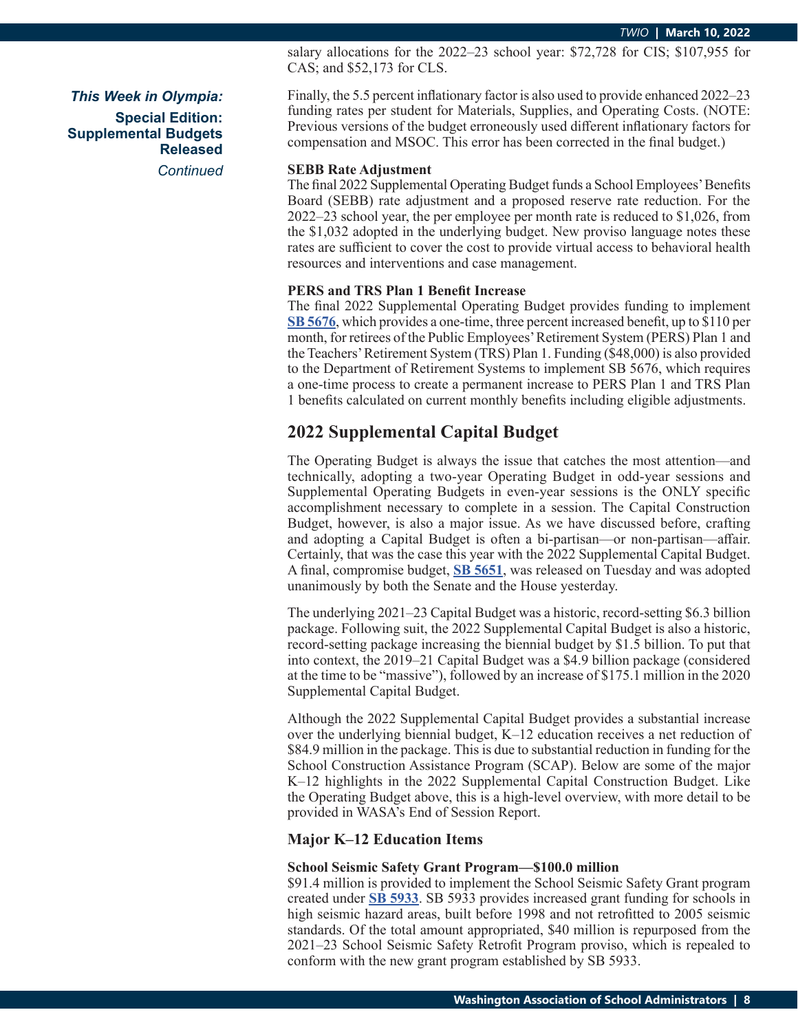salary allocations for the 2022–23 school year: $72,728 for CIS; $107,955 for CAS; and $52,173 for CLS.

Finally, the 5.5 percent inflationary factor is also used to provide enhanced 2022–23 funding rates per student for Materials, Supplies, and Operating Costs. (NOTE: Previous versions of the budget erroneously used different inflationary factors for compensation and MSOC. This error has been corrected in the final budget.)

**SEBB Rate Adjustment**

The final 2022 Supplemental Operating Budget funds a School Employees' Benefits Board (SEBB) rate adjustment and a proposed reserve rate reduction. For the 2022–23 school year, the per employee per month rate is reduced to $1,026, from the $1,032 adopted in the underlying budget. New proviso language notes these rates are sufficient to cover the cost to provide virtual access to behavioral health resources and interventions and case management.

**PERS and TRS Plan 1 Benefit Increase**

The final 2022 Supplemental Operating Budget provides funding to implement **SB 5676**, which provides a one-time, three percent increased benefit, up to $110 per month, for retirees of the Public Employees' Retirement System (PERS) Plan 1 and the Teachers' Retirement System (TRS) Plan 1. Funding ($48,000) is also provided to the Department of Retirement Systems to implement SB 5676, which requires a one-time process to create a permanent increase to PERS Plan 1 and TRS Plan 1 benefits calculated on current monthly benefits including eligible adjustments.

## 2022 Supplemental Capital Budget

The Operating Budget is always the issue that catches the most attention—and technically, adopting a two-year Operating Budget in odd-year sessions and Supplemental Operating Budgets in even-year sessions is the ONLY specific accomplishment necessary to complete in a session. The Capital Construction Budget, however, is also a major issue. As we have discussed before, crafting and adopting a Capital Budget is often a bi-partisan—or non-partisan—affair. Certainly, that was the case this year with the 2022 Supplemental Capital Budget. A final, compromise budget, **SB 5651**, was released on Tuesday and was adopted unanimously by both the Senate and the House yesterday.

The underlying 2021–23 Capital Budget was a historic, record-setting $6.3 billion package. Following suit, the 2022 Supplemental Capital Budget is also a historic, record-setting package increasing the biennial budget by $1.5 billion. To put that into context, the 2019–21 Capital Budget was a $4.9 billion package (considered at the time to be "massive"), followed by an increase of $175.1 million in the 2020 Supplemental Capital Budget.

Although the 2022 Supplemental Capital Budget provides a substantial increase over the underlying biennial budget, K–12 education receives a net reduction of $84.9 million in the package. This is due to substantial reduction in funding for the School Construction Assistance Program (SCAP). Below are some of the major K–12 highlights in the 2022 Supplemental Capital Construction Budget. Like the Operating Budget above, this is a high-level overview, with more detail to be provided in WASA's End of Session Report.

### Major K–12 Education Items

**School Seismic Safety Grant Program—$100.0 million**

$91.4 million is provided to implement the School Seismic Safety Grant program created under **SB 5933**. SB 5933 provides increased grant funding for schools in high seismic hazard areas, built before 1998 and not retrofitted to 2005 seismic standards. Of the total amount appropriated, $40 million is repurposed from the 2021–23 School Seismic Safety Retrofit Program proviso, which is repealed to conform with the new grant program established by SB 5933.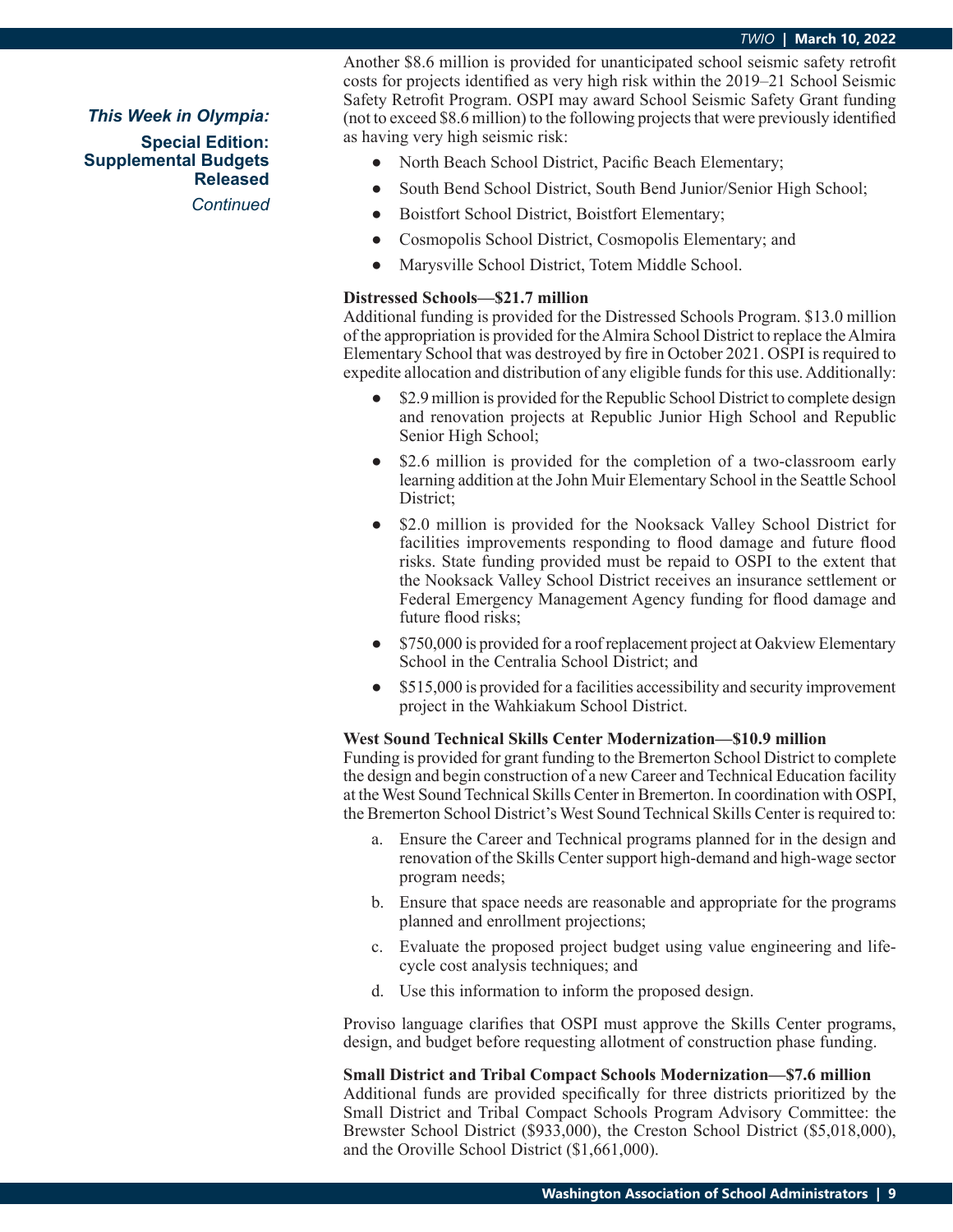*This Week in Olympia:*

**Special Edition: Supplemental Budgets Released**

*Continued*

Another $8.6 million is provided for unanticipated school seismic safety retrofit costs for projects identified as very high risk within the 2019–21 School Seismic Safety Retrofit Program. OSPI may award School Seismic Safety Grant funding (not to exceed $8.6 million) to the following projects that were previously identified as having very high seismic risk:

- North Beach School District, Pacific Beach Elementary;
- South Bend School District, South Bend Junior/Senior High School;
- Boistfort School District, Boistfort Elementary;
- Cosmopolis School District, Cosmopolis Elementary; and
- Marysville School District, Totem Middle School.

**Distressed Schools—$21.7 million**

Additional funding is provided for the Distressed Schools Program. $13.0 million of the appropriation is provided for the Almira School District to replace the Almira Elementary School that was destroyed by fire in October 2021. OSPI is required to expedite allocation and distribution of any eligible funds for this use. Additionally:

- $2.9 million is provided for the Republic School District to complete design and renovation projects at Republic Junior High School and Republic Senior High School;
- $2.6 million is provided for the completion of a two-classroom early learning addition at the John Muir Elementary School in the Seattle School District;
- $2.0 million is provided for the Nooksack Valley School District for facilities improvements responding to flood damage and future flood risks. State funding provided must be repaid to OSPI to the extent that the Nooksack Valley School District receives an insurance settlement or Federal Emergency Management Agency funding for flood damage and future flood risks;
- $750,000 is provided for a roof replacement project at Oakview Elementary School in the Centralia School District; and
- $515,000 is provided for a facilities accessibility and security improvement project in the Wahkiakum School District.

**West Sound Technical Skills Center Modernization—$10.9 million**

Funding is provided for grant funding to the Bremerton School District to complete the design and begin construction of a new Career and Technical Education facility at the West Sound Technical Skills Center in Bremerton. In coordination with OSPI, the Bremerton School District's West Sound Technical Skills Center is required to:

a. Ensure the Career and Technical programs planned for in the design and renovation of the Skills Center support high-demand and high-wage sector program needs;
b. Ensure that space needs are reasonable and appropriate for the programs planned and enrollment projections;
c. Evaluate the proposed project budget using value engineering and life-cycle cost analysis techniques; and
d. Use this information to inform the proposed design.

Proviso language clarifies that OSPI must approve the Skills Center programs, design, and budget before requesting allotment of construction phase funding.

**Small District and Tribal Compact Schools Modernization—$7.6 million**

Additional funds are provided specifically for three districts prioritized by the Small District and Tribal Compact Schools Program Advisory Committee: the Brewster School District ($933,000), the Creston School District ($5,018,000), and the Oroville School District ($1,661,000).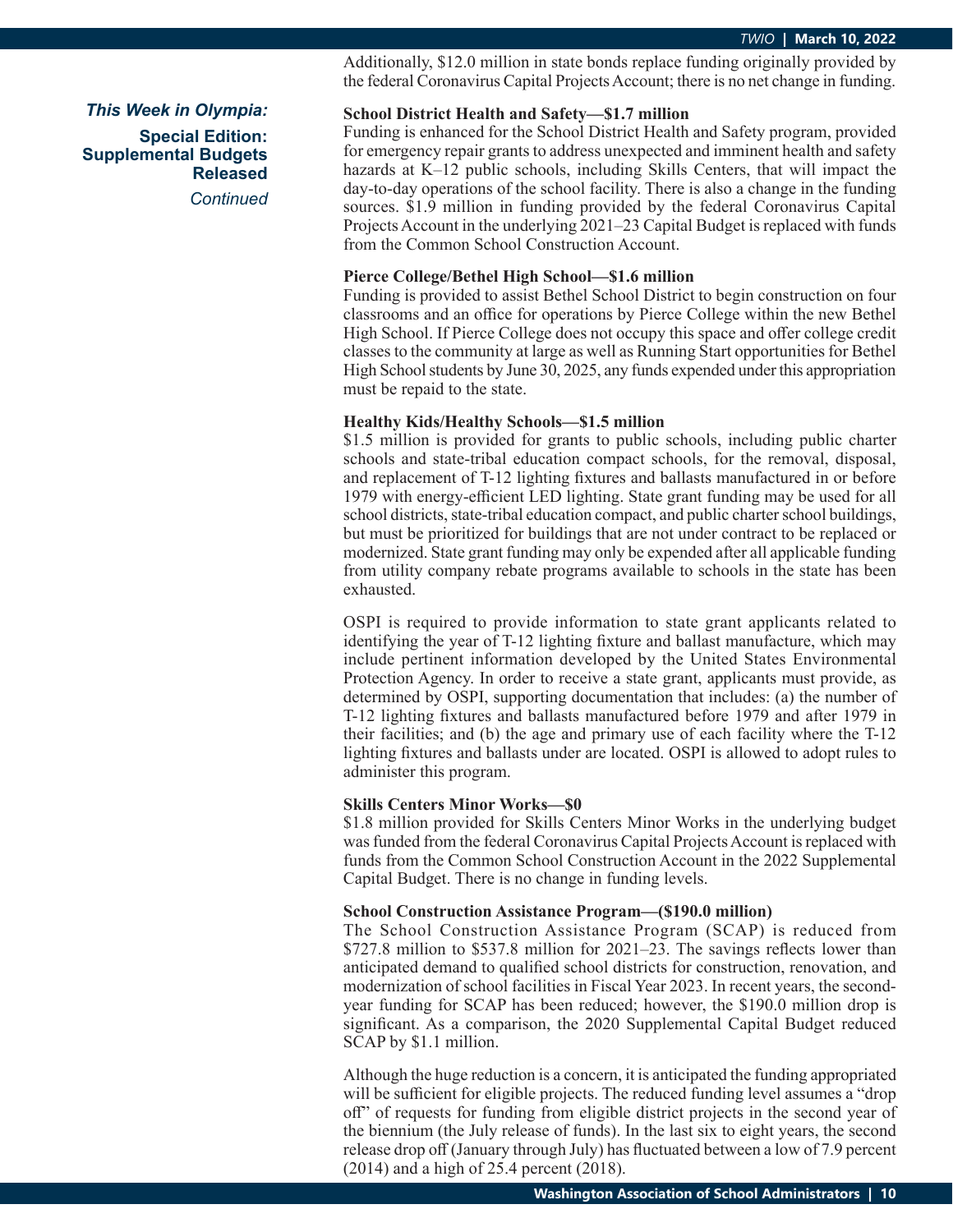Additionally, $12.0 million in state bonds replace funding originally provided by the federal Coronavirus Capital Projects Account; there is no net change in funding.

*This Week in Olympia:*

**Special Edition: Supplemental Budgets Released**

*Continued*

**School District Health and Safety—$1.7 million**

Funding is enhanced for the School District Health and Safety program, provided for emergency repair grants to address unexpected and imminent health and safety hazards at K–12 public schools, including Skills Centers, that will impact the day-to-day operations of the school facility. There is also a change in the funding sources. $1.9 million in funding provided by the federal Coronavirus Capital Projects Account in the underlying 2021–23 Capital Budget is replaced with funds from the Common School Construction Account.

**Pierce College/Bethel High School—$1.6 million**

Funding is provided to assist Bethel School District to begin construction on four classrooms and an office for operations by Pierce College within the new Bethel High School. If Pierce College does not occupy this space and offer college credit classes to the community at large as well as Running Start opportunities for Bethel High School students by June 30, 2025, any funds expended under this appropriation must be repaid to the state.

**Healthy Kids/Healthy Schools—$1.5 million**

$1.5 million is provided for grants to public schools, including public charter schools and state-tribal education compact schools, for the removal, disposal, and replacement of T-12 lighting fixtures and ballasts manufactured in or before 1979 with energy-efficient LED lighting. State grant funding may be used for all school districts, state-tribal education compact, and public charter school buildings, but must be prioritized for buildings that are not under contract to be replaced or modernized. State grant funding may only be expended after all applicable funding from utility company rebate programs available to schools in the state has been exhausted.

OSPI is required to provide information to state grant applicants related to identifying the year of T-12 lighting fixture and ballast manufacture, which may include pertinent information developed by the United States Environmental Protection Agency. In order to receive a state grant, applicants must provide, as determined by OSPI, supporting documentation that includes: (a) the number of T-12 lighting fixtures and ballasts manufactured before 1979 and after 1979 in their facilities; and (b) the age and primary use of each facility where the T-12 lighting fixtures and ballasts under are located. OSPI is allowed to adopt rules to administer this program.

**Skills Centers Minor Works—$0**

$1.8 million provided for Skills Centers Minor Works in the underlying budget was funded from the federal Coronavirus Capital Projects Account is replaced with funds from the Common School Construction Account in the 2022 Supplemental Capital Budget. There is no change in funding levels.

**School Construction Assistance Program—($190.0 million)**

The School Construction Assistance Program (SCAP) is reduced from $727.8 million to $537.8 million for 2021–23. The savings reflects lower than anticipated demand to qualified school districts for construction, renovation, and modernization of school facilities in Fiscal Year 2023. In recent years, the second-year funding for SCAP has been reduced; however, the $190.0 million drop is significant. As a comparison, the 2020 Supplemental Capital Budget reduced SCAP by $1.1 million.

Although the huge reduction is a concern, it is anticipated the funding appropriated will be sufficient for eligible projects. The reduced funding level assumes a "drop off" of requests for funding from eligible district projects in the second year of the biennium (the July release of funds). In the last six to eight years, the second release drop off (January through July) has fluctuated between a low of 7.9 percent (2014) and a high of 25.4 percent (2018).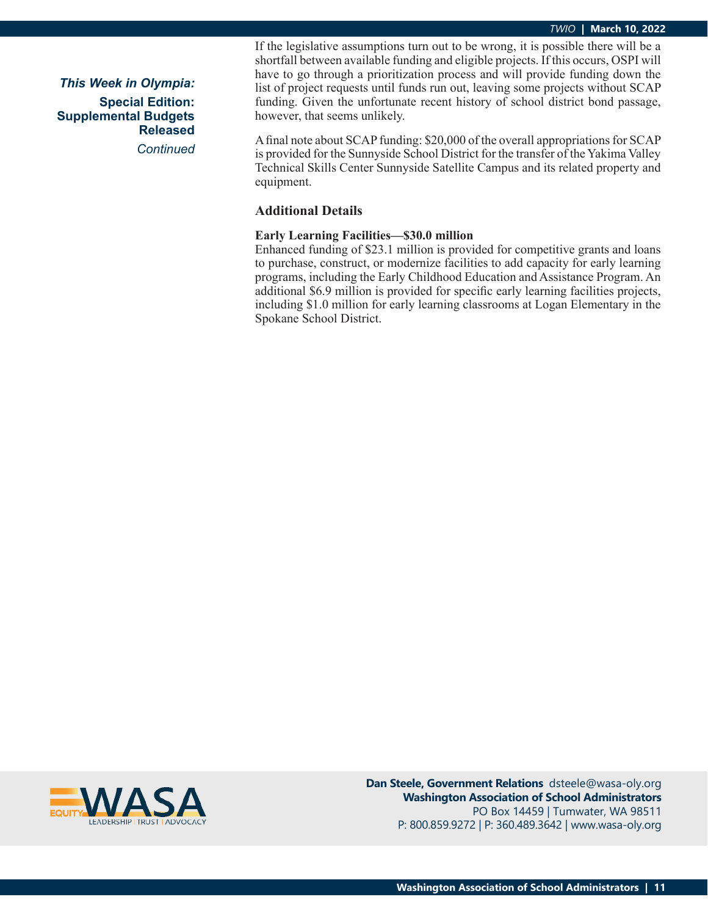*This Week in Olympia:*
**Special Edition: Supplemental Budgets Released**
*Continued*

If the legislative assumptions turn out to be wrong, it is possible there will be a shortfall between available funding and eligible projects. If this occurs, OSPI will have to go through a prioritization process and will provide funding down the list of project requests until funds run out, leaving some projects without SCAP funding. Given the unfortunate recent history of school district bond passage, however, that seems unlikely.

A final note about SCAP funding: $20,000 of the overall appropriations for SCAP is provided for the Sunnyside School District for the transfer of the Yakima Valley Technical Skills Center Sunnyside Satellite Campus and its related property and equipment.

## Additional Details

**Early Learning Facilities—$30.0 million**
Enhanced funding of $23.1 million is provided for competitive grants and loans to purchase, construct, or modernize facilities to add capacity for early learning programs, including the Early Childhood Education and Assistance Program. An additional $6.9 million is provided for specific early learning facilities projects, including $1.0 million for early learning classrooms at Logan Elementary in the Spokane School District.

**Dan Steele, Government Relations** dsteele@wasa-oly.org
**Washington Association of School Administrators**
PO Box 14459 | Tumwater, WA 98511
P: 800.859.9272 | P: 360.489.3642 | www.wasa-oly.org